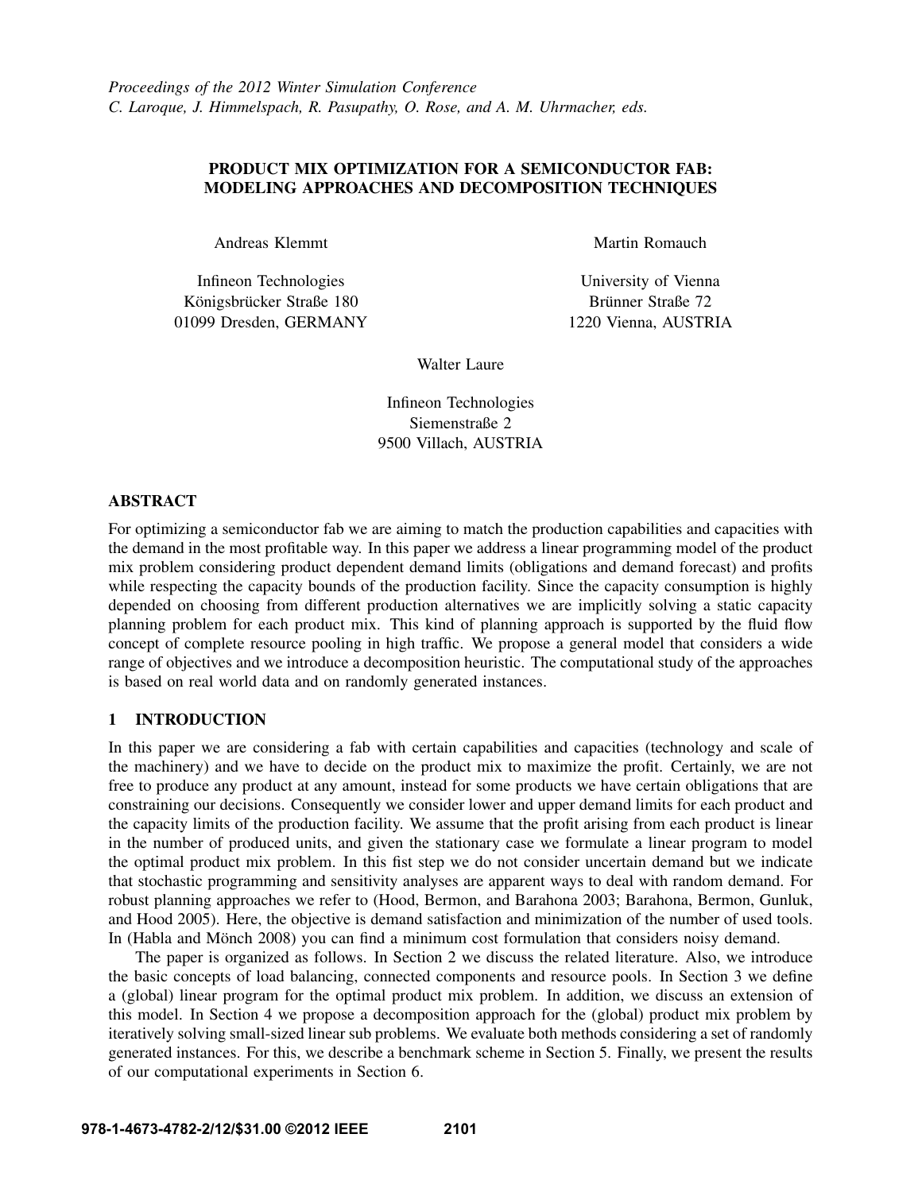*Proceedings of the 2012 Winter Simulation Conference*
*C. Laroque, J. Himmelspach, R. Pasupathy, O. Rose, and A. M. Uhrmacher, eds.*

# PRODUCT MIX OPTIMIZATION FOR A SEMICONDUCTOR FAB: MODELING APPROACHES AND DECOMPOSITION TECHNIQUES

Andreas Klemmt

Infineon Technologies
Königsbrücker Straße 180
01099 Dresden, GERMANY

Martin Romauch

University of Vienna
Brünner Straße 72
1220 Vienna, AUSTRIA

Walter Laure

Infineon Technologies
Siemenstraße 2
9500 Villach, AUSTRIA

## ABSTRACT

For optimizing a semiconductor fab we are aiming to match the production capabilities and capacities with the demand in the most profitable way. In this paper we address a linear programming model of the product mix problem considering product dependent demand limits (obligations and demand forecast) and profits while respecting the capacity bounds of the production facility. Since the capacity consumption is highly depended on choosing from different production alternatives we are implicitly solving a static capacity planning problem for each product mix. This kind of planning approach is supported by the fluid flow concept of complete resource pooling in high traffic. We propose a general model that considers a wide range of objectives and we introduce a decomposition heuristic. The computational study of the approaches is based on real world data and on randomly generated instances.

## 1 INTRODUCTION

In this paper we are considering a fab with certain capabilities and capacities (technology and scale of the machinery) and we have to decide on the product mix to maximize the profit. Certainly, we are not free to produce any product at any amount, instead for some products we have certain obligations that are constraining our decisions. Consequently we consider lower and upper demand limits for each product and the capacity limits of the production facility. We assume that the profit arising from each product is linear in the number of produced units, and given the stationary case we formulate a linear program to model the optimal product mix problem. In this fist step we do not consider uncertain demand but we indicate that stochastic programming and sensitivity analyses are apparent ways to deal with random demand. For robust planning approaches we refer to (Hood, Bermon, and Barahona 2003; Barahona, Bermon, Gunluk, and Hood 2005). Here, the objective is demand satisfaction and minimization of the number of used tools. In (Habla and Mönch 2008) you can find a minimum cost formulation that considers noisy demand.

The paper is organized as follows. In Section 2 we discuss the related literature. Also, we introduce the basic concepts of load balancing, connected components and resource pools. In Section 3 we define a (global) linear program for the optimal product mix problem. In addition, we discuss an extension of this model. In Section 4 we propose a decomposition approach for the (global) product mix problem by iteratively solving small-sized linear sub problems. We evaluate both methods considering a set of randomly generated instances. For this, we describe a benchmark scheme in Section 5. Finally, we present the results of our computational experiments in Section 6.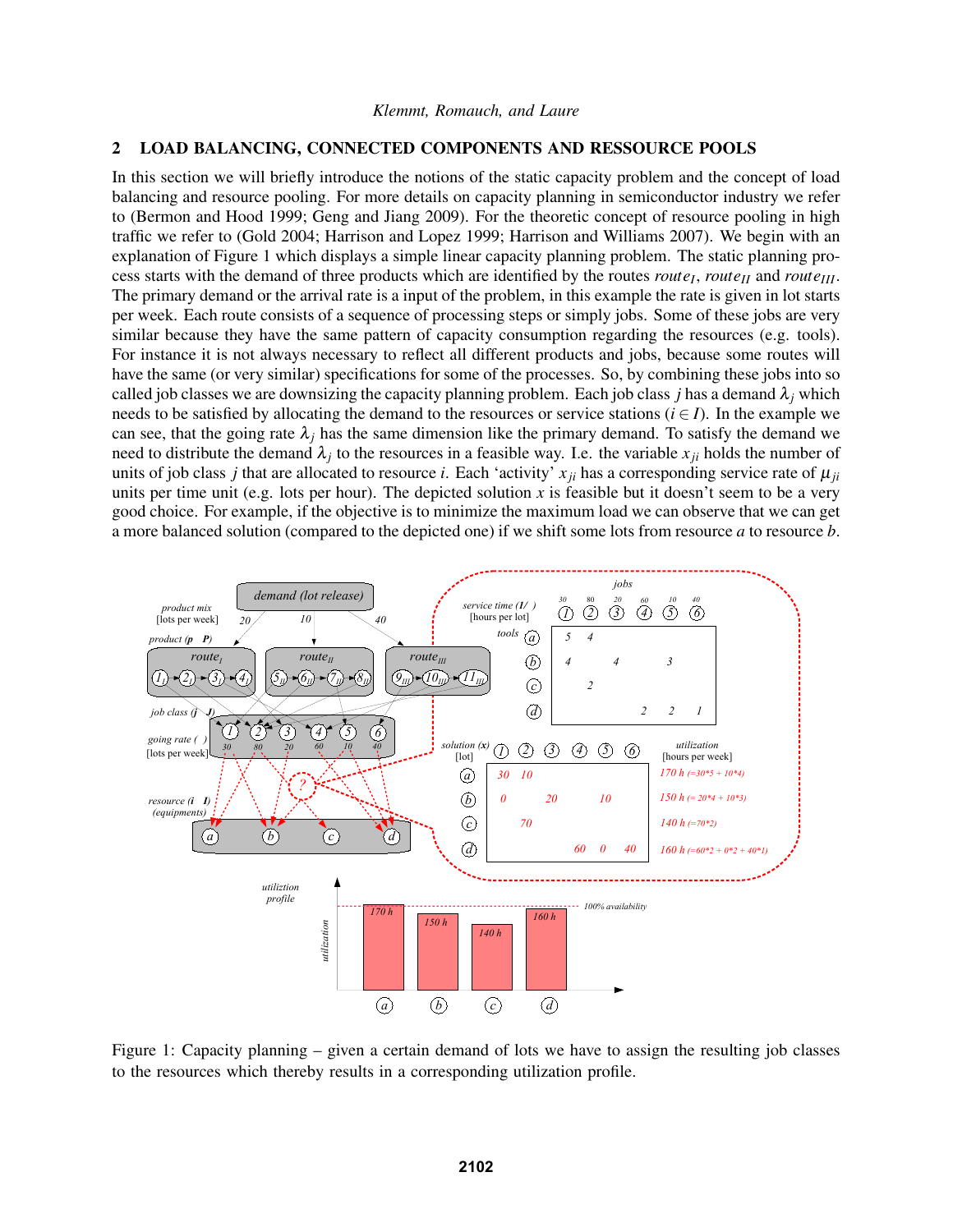## 2 LOAD BALANCING, CONNECTED COMPONENTS AND RESSOURCE POOLS

In this section we will briefly introduce the notions of the static capacity problem and the concept of load balancing and resource pooling. For more details on capacity planning in semiconductor industry we refer to (Bermon and Hood 1999; Geng and Jiang 2009). For the theoretic concept of resource pooling in high traffic we refer to (Gold 2004; Harrison and Lopez 1999; Harrison and Williams 2007). We begin with an explanation of Figure 1 which displays a simple linear capacity planning problem. The static planning process starts with the demand of three products which are identified by the routes $route_I$, $route_{II}$ and $route_{III}$. The primary demand or the arrival rate is a input of the problem, in this example the rate is given in lot starts per week. Each route consists of a sequence of processing steps or simply jobs. Some of these jobs are very similar because they have the same pattern of capacity consumption regarding the resources (e.g. tools). For instance it is not always necessary to reflect all different products and jobs, because some routes will have the same (or very similar) specifications for some of the processes. So, by combining these jobs into so called job classes we are downsizing the capacity planning problem. Each job class $j$ has a demand $\lambda_j$ which needs to be satisfied by allocating the demand to the resources or service stations ($i \in I$). In the example we can see, that the going rate $\lambda_j$ has the same dimension like the primary demand. To satisfy the demand we need to distribute the demand $\lambda_j$ to the resources in a feasible way. I.e. the variable $x_{ji}$ holds the number of units of job class $j$ that are allocated to resource $i$. Each 'activity' $x_{ji}$ has a corresponding service rate of $\mu_{ji}$ units per time unit (e.g. lots per hour). The depicted solution $x$ is feasible but it doesn't seem to be a very good choice. For example, if the objective is to minimize the maximum load we can observe that we can get a more balanced solution (compared to the depicted one) if we shift some lots from resource $a$ to resource $b$.

Figure 1: Capacity planning – given a certain demand of lots we have to assign the resulting job classes to the resources which thereby results in a corresponding utilization profile.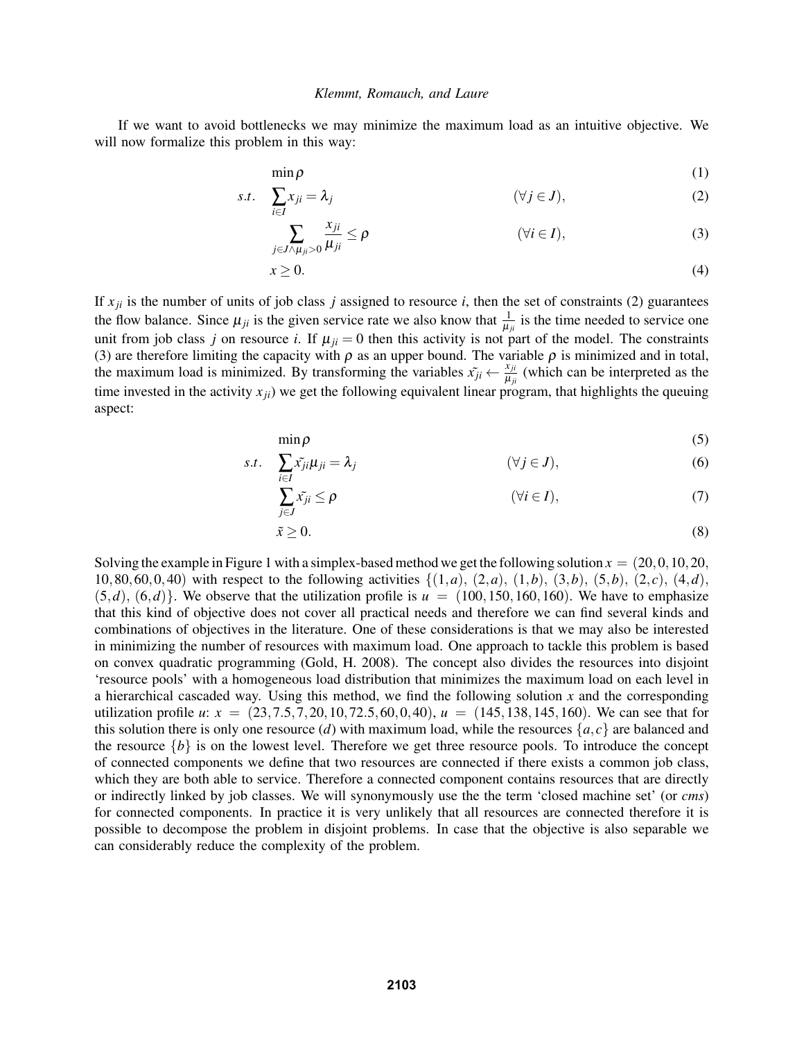If we want to avoid bottlenecks we may minimize the maximum load as an intuitive objective. We will now formalize this problem in this way:

$$\min \rho \tag{1}$$

$$s.t. \quad \sum_{i \in I} x_{ji} = \lambda_j \qquad (\forall j \in J), \tag{2}$$

$$\sum_{j \in J \wedge \mu_{ji} > 0} \frac{x_{ji}}{\mu_{ji}} \leq \rho \qquad (\forall i \in I), \tag{3}$$

$$x \geq 0. \tag{4}$$

If $x_{ji}$ is the number of units of job class $j$ assigned to resource $i$, then the set of constraints (2) guarantees the flow balance. Since $\mu_{ji}$ is the given service rate we also know that $\frac{1}{\mu_{ji}}$ is the time needed to service one unit from job class $j$ on resource $i$. If $\mu_{ji} = 0$ then this activity is not part of the model. The constraints (3) are therefore limiting the capacity with $\rho$ as an upper bound. The variable $\rho$ is minimized and in total, the maximum load is minimized. By transforming the variables $\tilde{x_{ji}} \leftarrow \frac{x_{ji}}{\mu_{ji}}$ (which can be interpreted as the time invested in the activity $x_{ji}$) we get the following equivalent linear program, that highlights the queuing aspect:

$$\min \rho \tag{5}$$

$$s.t. \quad \sum_{i \in I} \tilde{x_{ji}} \mu_{ji} = \lambda_j \qquad (\forall j \in J), \tag{6}$$

$$\sum_{j \in J} \tilde{x_{ji}} \leq \rho \qquad (\forall i \in I), \tag{7}$$

$$\tilde{x} \geq 0. \tag{8}$$

Solving the example in Figure 1 with a simplex-based method we get the following solution $x = (20, 0, 10, 20, 10, 80, 60, 0, 40)$ with respect to the following activities $\{(1,a), (2,a), (1,b), (3,b), (5,b), (2,c), (4,d), (5,d), (6,d)\}$. We observe that the utilization profile is $u = (100, 150, 160, 160)$. We have to emphasize that this kind of objective does not cover all practical needs and therefore we can find several kinds and combinations of objectives in the literature. One of these considerations is that we may also be interested in minimizing the number of resources with maximum load. One approach to tackle this problem is based on convex quadratic programming (Gold, H. 2008). The concept also divides the resources into disjoint 'resource pools' with a homogeneous load distribution that minimizes the maximum load on each level in a hierarchical cascaded way. Using this method, we find the following solution $x$ and the corresponding utilization profile $u$: $x = (23, 7.5, 7, 20, 10, 72.5, 60, 0, 40)$, $u = (145, 138, 145, 160)$. We can see that for this solution there is only one resource ($d$) with maximum load, while the resources $\{a, c\}$ are balanced and the resource $\{b\}$ is on the lowest level. Therefore we get three resource pools. To introduce the concept of connected components we define that two resources are connected if there exists a common job class, which they are both able to service. Therefore a connected component contains resources that are directly or indirectly linked by job classes. We will synonymously use the the term 'closed machine set' (or *cms*) for connected components. In practice it is very unlikely that all resources are connected therefore it is possible to decompose the problem in disjoint problems. In case that the objective is also separable we can considerably reduce the complexity of the problem.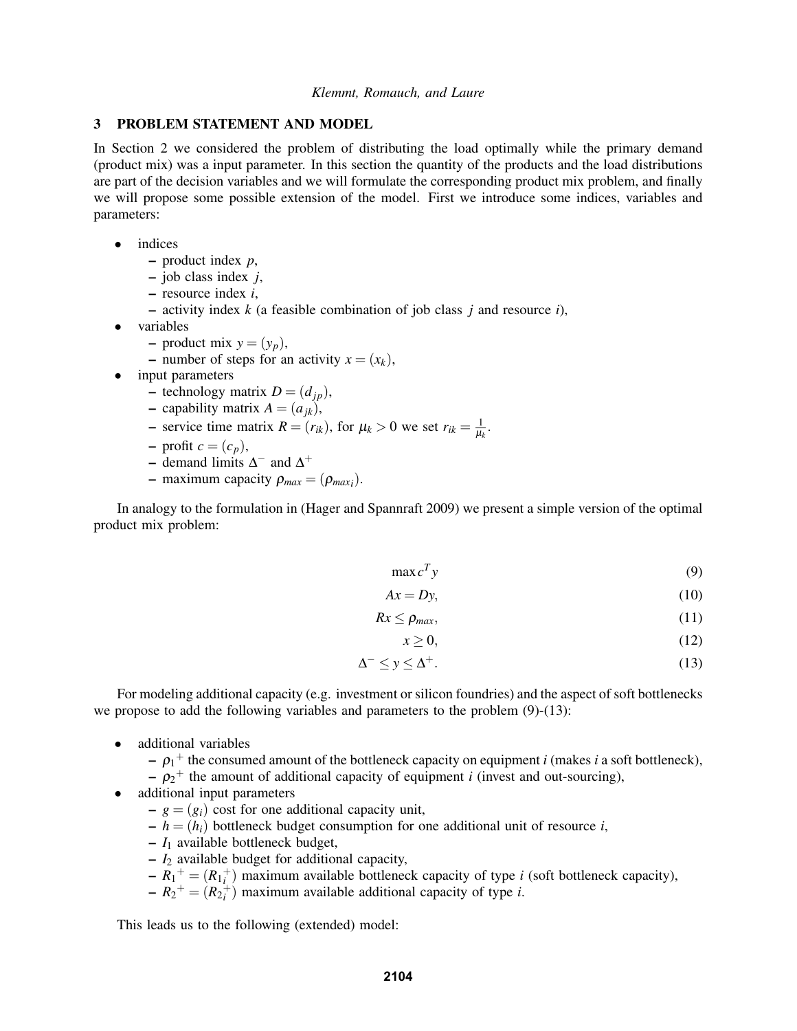## 3 PROBLEM STATEMENT AND MODEL

In Section 2 we considered the problem of distributing the load optimally while the primary demand (product mix) was a input parameter. In this section the quantity of the products and the load distributions are part of the decision variables and we will formulate the corresponding product mix problem, and finally we will propose some possible extension of the model. First we introduce some indices, variables and parameters:

- indices
  - product index $p$,
  - job class index $j$,
  - resource index $i$,
  - activity index $k$ (a feasible combination of job class $j$ and resource $i$),
- variables
  - product mix $y = (y_p)$,
  - number of steps for an activity $x = (x_k)$,
- input parameters
  - technology matrix $D = (d_{jp})$,
  - capability matrix $A = (a_{jk})$,
  - service time matrix $R = (r_{ik})$, for $\mu_k > 0$ we set $r_{ik} = \frac{1}{\mu_k}$.
  - profit $c = (c_p)$,
  - demand limits $\Delta^-$ and $\Delta^+$
  - maximum capacity $\rho_{max} = (\rho_{max_i})$.

In analogy to the formulation in (Hager and Spannraft 2009) we present a simple version of the optimal product mix problem:

$$\max c^T y \tag{9}$$

$$Ax = Dy, \tag{10}$$

$$Rx \leq \rho_{max}, \tag{11}$$

$$x \geq 0, \tag{12}$$

$$\Delta^- \leq y \leq \Delta^+. \tag{13}$$

For modeling additional capacity (e.g. investment or silicon foundries) and the aspect of soft bottlenecks we propose to add the following variables and parameters to the problem (9)-(13):

- additional variables
  - ${\rho_1}^+$ the consumed amount of the bottleneck capacity on equipment $i$ (makes $i$ a soft bottleneck),
  - ${\rho_2}^+$ the amount of additional capacity of equipment $i$ (invest and out-sourcing),
- additional input parameters
  - $g = (g_i)$ cost for one additional capacity unit,
  - $h = (h_i)$ bottleneck budget consumption for one additional unit of resource $i$,
  - $I_1$ available bottleneck budget,
  - $I_2$ available budget for additional capacity,
  - ${R_1}^+ = ({R_1}_i^+)$ maximum available bottleneck capacity of type $i$ (soft bottleneck capacity),
  - ${R_2}^+ = ({R_2}_i^+)$ maximum available additional capacity of type $i$.

This leads us to the following (extended) model: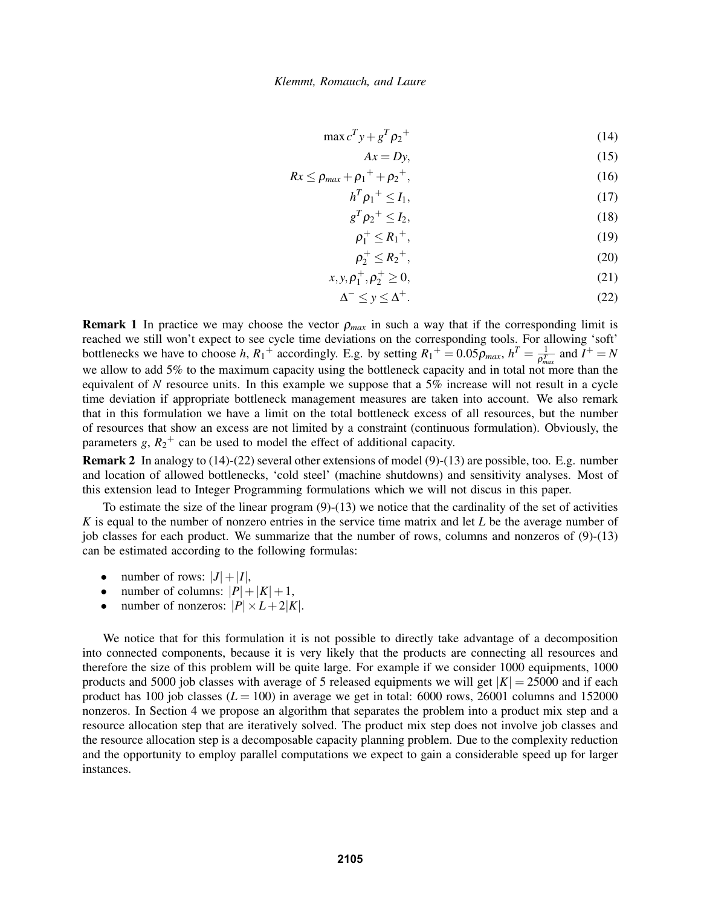$$\max c^T y + g^T {\rho_2}^+ \tag{14}$$

$$Ax = Dy, \tag{15}$$

$$Rx \leq \rho_{max} + {\rho_1}^+ + {\rho_2}^+, \tag{16}$$

$$h^T {\rho_1}^+ \leq I_1, \tag{17}$$

$$g^T {\rho_2}^+ \leq I_2, \tag{18}$$

$$\rho_1^+ \leq {R_1}^+, \tag{19}$$

$$\rho_2^+ \leq {R_2}^+, \tag{20}$$

$$x, y, \rho_1^+, \rho_2^+ \geq 0, \tag{21}$$

$$\Delta^- \leq y \leq \Delta^+. \tag{22}$$

**Remark 1** In practice we may choose the vector $\rho_{max}$ in such a way that if the corresponding limit is reached we still won't expect to see cycle time deviations on the corresponding tools. For allowing 'soft' bottlenecks we have to choose $h$, ${R_1}^+$ accordingly. E.g. by setting ${R_1}^+ = 0.05\rho_{max}$, $h^T = \frac{1}{\rho_{max}^T}$ and $I^+ = N$ we allow to add 5% to the maximum capacity using the bottleneck capacity and in total not more than the equivalent of $N$ resource units. In this example we suppose that a 5% increase will not result in a cycle time deviation if appropriate bottleneck management measures are taken into account. We also remark that in this formulation we have a limit on the total bottleneck excess of all resources, but the number of resources that show an excess are not limited by a constraint (continuous formulation). Obviously, the parameters $g$, ${R_2}^+$ can be used to model the effect of additional capacity.

**Remark 2** In analogy to (14)-(22) several other extensions of model (9)-(13) are possible, too. E.g. number and location of allowed bottlenecks, 'cold steel' (machine shutdowns) and sensitivity analyses. Most of this extension lead to Integer Programming formulations which we will not discus in this paper.

To estimate the size of the linear program (9)-(13) we notice that the cardinality of the set of activities $K$ is equal to the number of nonzero entries in the service time matrix and let $L$ be the average number of job classes for each product. We summarize that the number of rows, columns and nonzeros of (9)-(13) can be estimated according to the following formulas:

- number of rows: $|J| + |I|$,
- number of columns: $|P| + |K| + 1$,
- number of nonzeros: $|P| \times L + 2|K|$.

We notice that for this formulation it is not possible to directly take advantage of a decomposition into connected components, because it is very likely that the products are connecting all resources and therefore the size of this problem will be quite large. For example if we consider 1000 equipments, 1000 products and 5000 job classes with average of 5 released equipments we will get $|K| = 25000$ and if each product has 100 job classes ($L = 100$) in average we get in total: 6000 rows, 26001 columns and 152000 nonzeros. In Section 4 we propose an algorithm that separates the problem into a product mix step and a resource allocation step that are iteratively solved. The product mix step does not involve job classes and the resource allocation step is a decomposable capacity planning problem. Due to the complexity reduction and the opportunity to employ parallel computations we expect to gain a considerable speed up for larger instances.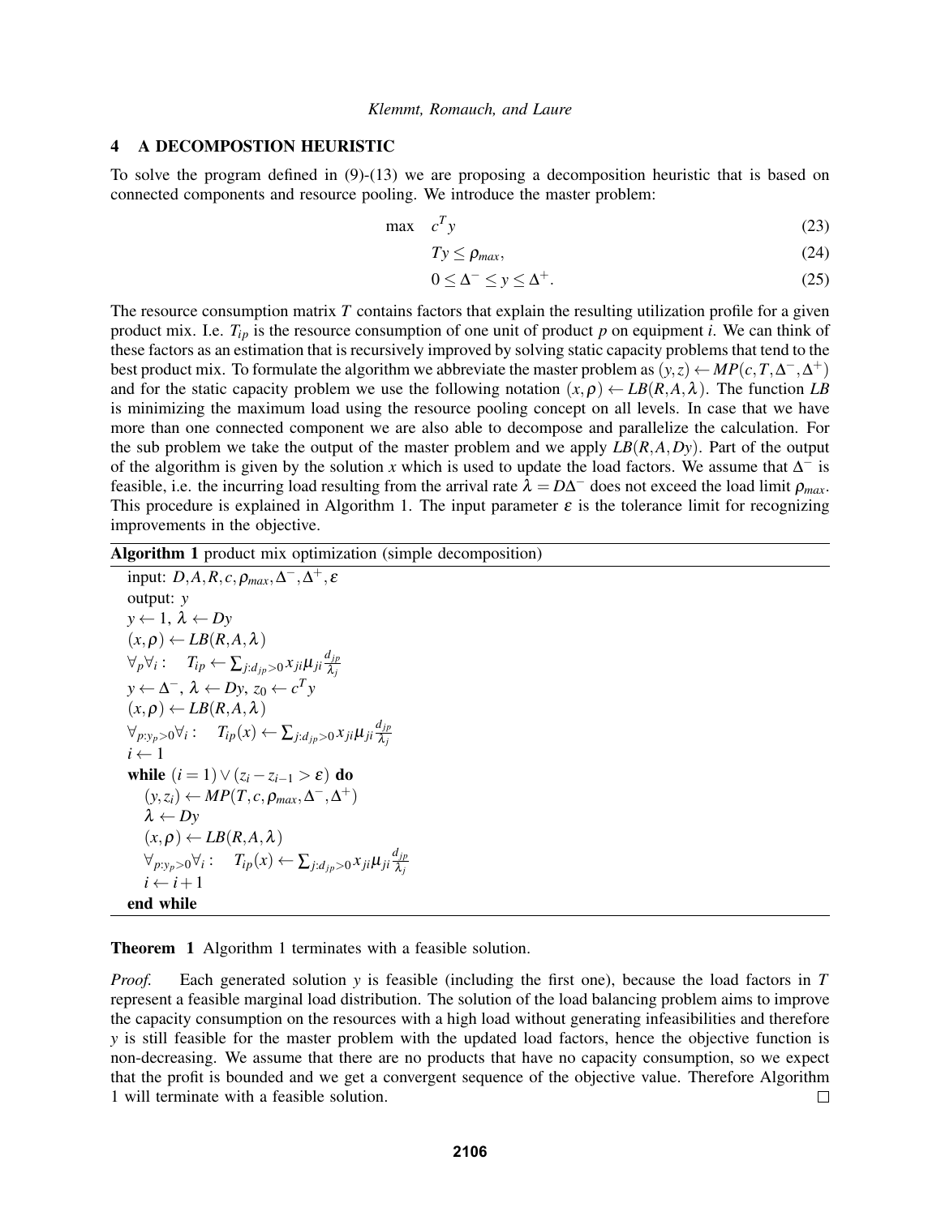## 4 A DECOMPOSTION HEURISTIC

To solve the program defined in (9)-(13) we are proposing a decomposition heuristic that is based on connected components and resource pooling. We introduce the master problem:

$$\max \quad c^T y \tag{23}$$

$$Ty \leq \rho_{max}, \tag{24}$$

$$0 \leq \Delta^- \leq y \leq \Delta^+. \tag{25}$$

The resource consumption matrix $T$ contains factors that explain the resulting utilization profile for a given product mix. I.e. $T_{ip}$ is the resource consumption of one unit of product $p$ on equipment $i$. We can think of these factors as an estimation that is recursively improved by solving static capacity problems that tend to the best product mix. To formulate the algorithm we abbreviate the master problem as $(y,z) \leftarrow MP(c,T,\Delta^-,\Delta^+)$ and for the static capacity problem we use the following notation $(x,\rho) \leftarrow LB(R,A,\lambda)$. The function $LB$ is minimizing the maximum load using the resource pooling concept on all levels. In case that we have more than one connected component we are also able to decompose and parallelize the calculation. For the sub problem we take the output of the master problem and we apply $LB(R,A,Dy)$. Part of the output of the algorithm is given by the solution $x$ which is used to update the load factors. We assume that $\Delta^-$ is feasible, i.e. the incurring load resulting from the arrival rate $\lambda = D\Delta^-$ does not exceed the load limit $\rho_{max}$. This procedure is explained in Algorithm 1. The input parameter $\varepsilon$ is the tolerance limit for recognizing improvements in the objective.

**Algorithm 1** product mix optimization (simple decomposition)

input: $D,A,R,c,\rho_{max},\Delta^-,\Delta^+,\varepsilon$
output: $y$
$y \leftarrow 1$, $\lambda \leftarrow Dy$
$(x,\rho) \leftarrow LB(R,A,\lambda)$
$\forall_p \forall_i : \quad T_{ip} \leftarrow \sum_{j:d_{jp}>0} x_{ji}\mu_{ji}\frac{d_{jp}}{\lambda_j}$
$y \leftarrow \Delta^-$, $\lambda \leftarrow Dy$, $z_0 \leftarrow c^T y$
$(x,\rho) \leftarrow LB(R,A,\lambda)$
$\forall_{p:y_p>0} \forall_i : \quad T_{ip}(x) \leftarrow \sum_{j:d_{jp}>0} x_{ji}\mu_{ji}\frac{d_{jp}}{\lambda_j}$
$i \leftarrow 1$
**while** $(i = 1) \vee (z_i - z_{i-1} > \varepsilon)$ **do**
  $(y,z_i) \leftarrow MP(T,c,\rho_{max},\Delta^-,\Delta^+)$
  $\lambda \leftarrow Dy$
  $(x,\rho) \leftarrow LB(R,A,\lambda)$
  $\forall_{p:y_p>0} \forall_i : \quad T_{ip}(x) \leftarrow \sum_{j:d_{jp}>0} x_{ji}\mu_{ji}\frac{d_{jp}}{\lambda_j}$
  $i \leftarrow i+1$
**end while**

**Theorem 1** Algorithm 1 terminates with a feasible solution.

*Proof.* Each generated solution $y$ is feasible (including the first one), because the load factors in $T$ represent a feasible marginal load distribution. The solution of the load balancing problem aims to improve the capacity consumption on the resources with a high load without generating infeasibilities and therefore $y$ is still feasible for the master problem with the updated load factors, hence the objective function is non-decreasing. We assume that there are no products that have no capacity consumption, so we expect that the profit is bounded and we get a convergent sequence of the objective value. Therefore Algorithm 1 will terminate with a feasible solution. □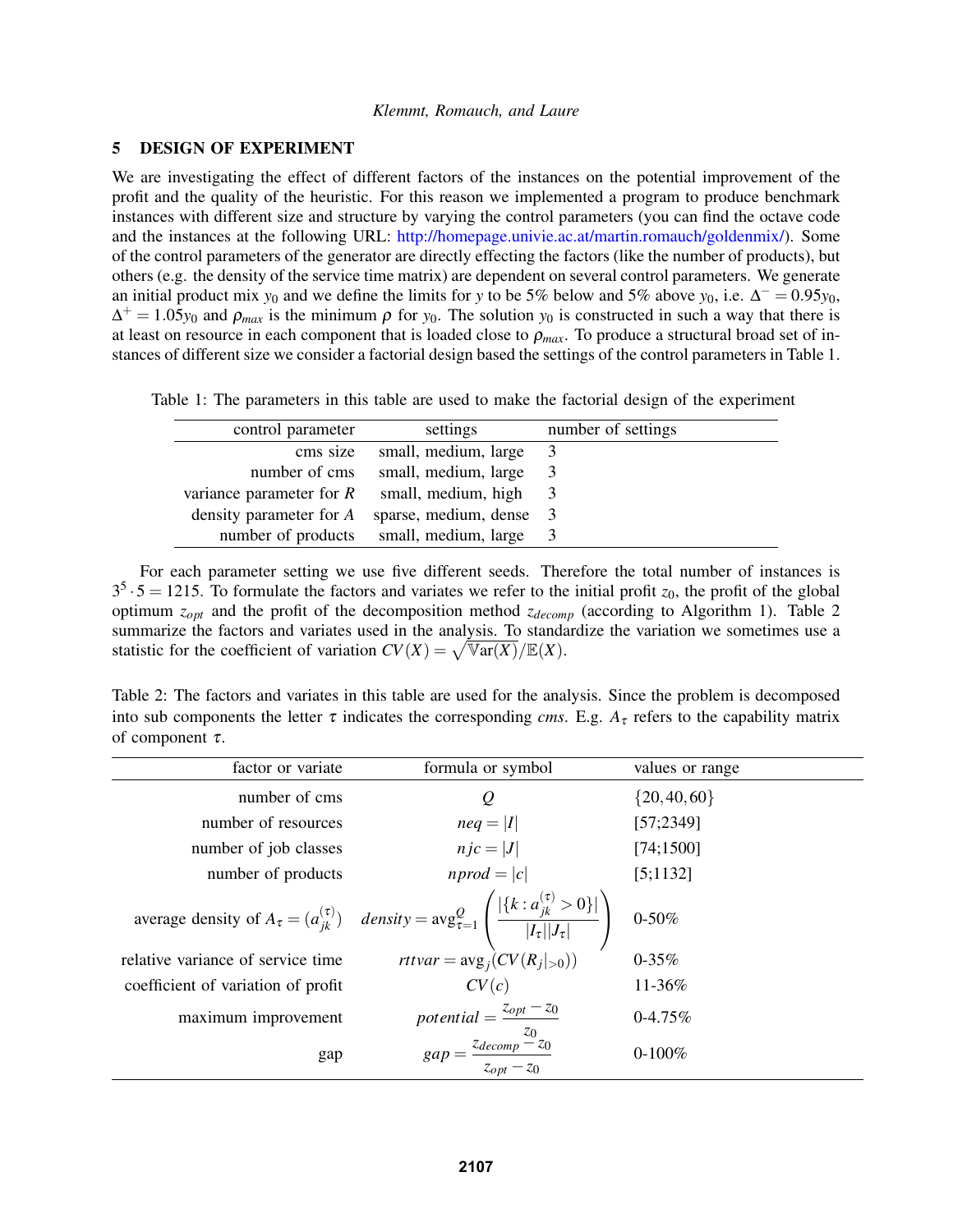## 5 DESIGN OF EXPERIMENT

We are investigating the effect of different factors of the instances on the potential improvement of the profit and the quality of the heuristic. For this reason we implemented a program to produce benchmark instances with different size and structure by varying the control parameters (you can find the octave code and the instances at the following URL: http://homepage.univie.ac.at/martin.romauch/goldenmix/). Some of the control parameters of the generator are directly effecting the factors (like the number of products), but others (e.g. the density of the service time matrix) are dependent on several control parameters. We generate an initial product mix $y_0$ and we define the limits for $y$ to be 5% below and 5% above $y_0$, i.e. $\Delta^- = 0.95y_0$, $\Delta^+ = 1.05y_0$ and $\rho_{max}$ is the minimum $\rho$ for $y_0$. The solution $y_0$ is constructed in such a way that there is at least on resource in each component that is loaded close to $\rho_{max}$. To produce a structural broad set of instances of different size we consider a factorial design based the settings of the control parameters in Table 1.

Table 1: The parameters in this table are used to make the factorial design of the experiment

| control parameter | settings | number of settings |
|---:|:---:|:---|
| cms size | small, medium, large | 3 |
| number of cms | small, medium, large | 3 |
| variance parameter for $R$ | small, medium, high | 3 |
| density parameter for $A$ | sparse, medium, dense | 3 |
| number of products | small, medium, large | 3 |

For each parameter setting we use five different seeds. Therefore the total number of instances is $3^5 \cdot 5 = 1215$. To formulate the factors and variates we refer to the initial profit $z_0$, the profit of the global optimum $z_{opt}$ and the profit of the decomposition method $z_{decomp}$ (according to Algorithm 1). Table 2 summarize the factors and variates used in the analysis. To standardize the variation we sometimes use a statistic for the coefficient of variation $CV(X) = \sqrt{\mathbb{V}\text{ar}(X)}/\mathbb{E}(X)$.

Table 2: The factors and variates in this table are used for the analysis. Since the problem is decomposed into sub components the letter $\tau$ indicates the corresponding *cms*. E.g. $A_\tau$ refers to the capability matrix of component $\tau$.

| factor or variate | formula or symbol | values or range |
|---:|:---:|:---|
| number of cms | $Q$ | $\{20, 40, 60\}$ |
| number of resources | $neq = \|I\|$ | [57;2349] |
| number of job classes | $njc = \|J\|$ | [74;1500] |
| number of products | $nprod = \|c\|$ | [5;1132] |
| average density of $A_\tau = (a_{jk}^{(\tau)})$ | $density = \text{avg}_{\tau=1}^{Q} \left( \frac{\|\{k : a_{jk}^{(\tau)} > 0\}\|}{\|I_\tau\|\|J_\tau\|} \right)$ | 0-50% |
| relative variance of service time | $rttvar = \text{avg}_j(CV(R_j\|_{>0}))$ | 0-35% |
| coefficient of variation of profit | $CV(c)$ | 11-36% |
| maximum improvement | $potential = \frac{z_{opt} - z_0}{z_0}$ | 0-4.75% |
| gap | $gap = \frac{z_{decomp} - z_0}{z_{opt} - z_0}$ | 0-100% |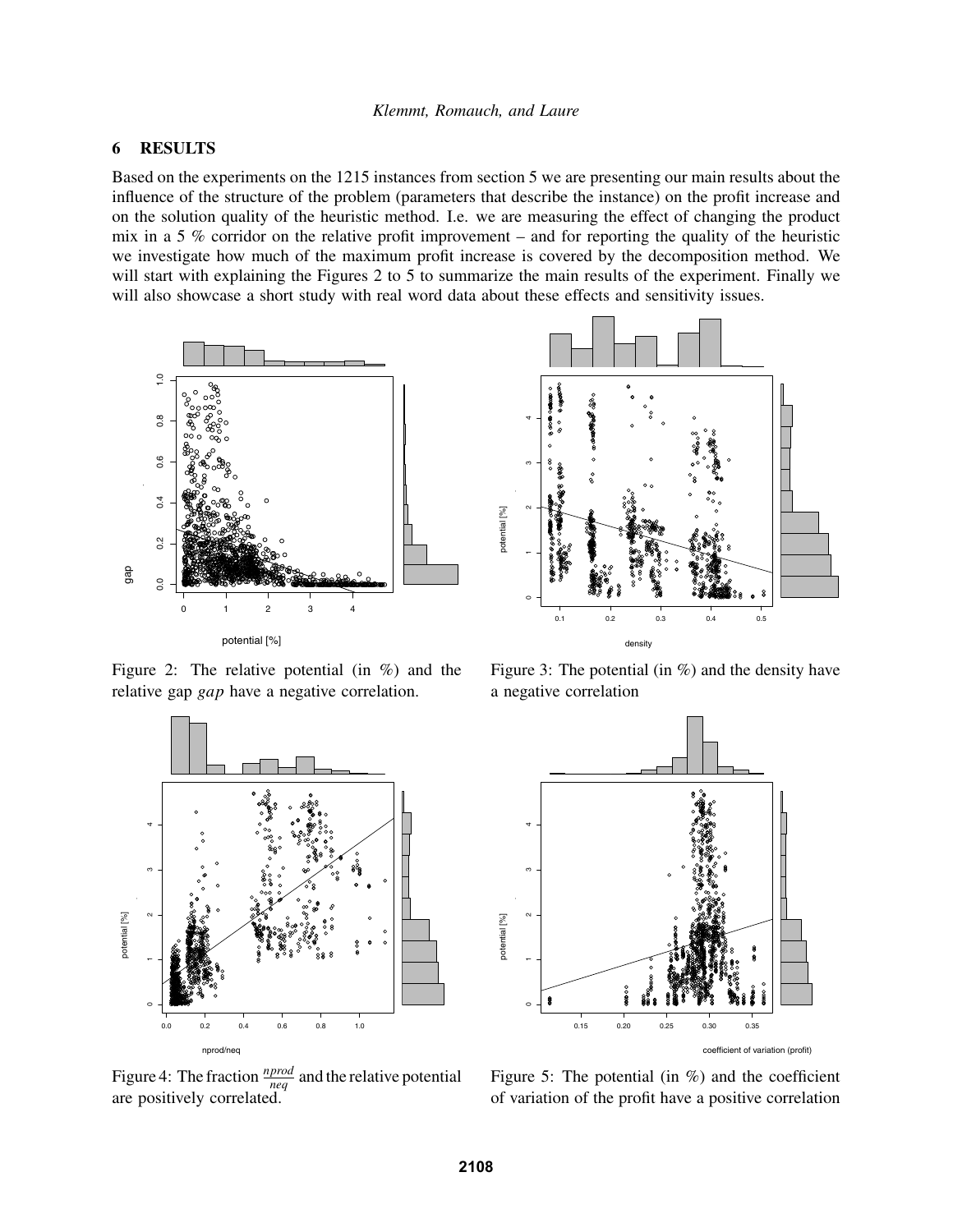## 6 RESULTS

Based on the experiments on the 1215 instances from section 5 we are presenting our main results about the influence of the structure of the problem (parameters that describe the instance) on the profit increase and on the solution quality of the heuristic method. I.e. we are measuring the effect of changing the product mix in a 5 % corridor on the relative profit improvement – and for reporting the quality of the heuristic we investigate how much of the maximum profit increase is covered by the decomposition method. We will start with explaining the Figures 2 to 5 to summarize the main results of the experiment. Finally we will also showcase a short study with real word data about these effects and sensitivity issues.

Figure 2: The relative potential (in %) and the relative gap *gap* have a negative correlation.

Figure 3: The potential (in %) and the density have a negative correlation

Figure 4: The fraction $\frac{nprod}{neq}$ and the relative potential are positively correlated.

Figure 5: The potential (in %) and the coefficient of variation of the profit have a positive correlation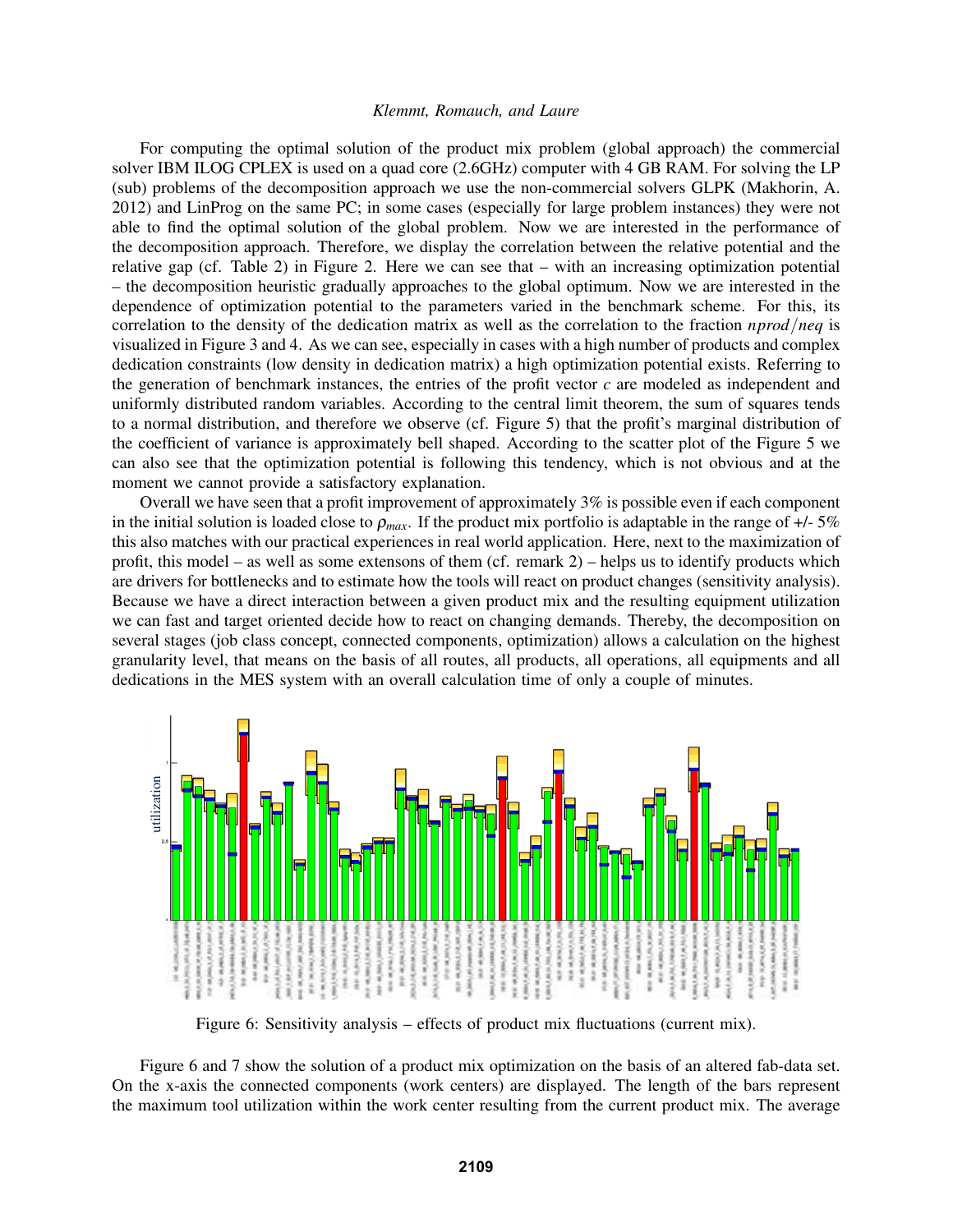For computing the optimal solution of the product mix problem (global approach) the commercial solver IBM ILOG CPLEX is used on a quad core (2.6GHz) computer with 4 GB RAM. For solving the LP (sub) problems of the decomposition approach we use the non-commercial solvers GLPK (Makhorin, A. 2012) and LinProg on the same PC; in some cases (especially for large problem instances) they were not able to find the optimal solution of the global problem. Now we are interested in the performance of the decomposition approach. Therefore, we display the correlation between the relative potential and the relative gap (cf. Table 2) in Figure 2. Here we can see that – with an increasing optimization potential – the decomposition heuristic gradually approaches to the global optimum. Now we are interested in the dependence of optimization potential to the parameters varied in the benchmark scheme. For this, its correlation to the density of the dedication matrix as well as the correlation to the fraction $nprod/neq$ is visualized in Figure 3 and 4. As we can see, especially in cases with a high number of products and complex dedication constraints (low density in dedication matrix) a high optimization potential exists. Referring to the generation of benchmark instances, the entries of the profit vector $c$ are modeled as independent and uniformly distributed random variables. According to the central limit theorem, the sum of squares tends to a normal distribution, and therefore we observe (cf. Figure 5) that the profit's marginal distribution of the coefficient of variance is approximately bell shaped. According to the scatter plot of the Figure 5 we can also see that the optimization potential is following this tendency, which is not obvious and at the moment we cannot provide a satisfactory explanation.

Overall we have seen that a profit improvement of approximately 3% is possible even if each component in the initial solution is loaded close to $\rho_{max}$. If the product mix portfolio is adaptable in the range of +/- 5% this also matches with our practical experiences in real world application. Here, next to the maximization of profit, this model – as well as some extensons of them (cf. remark 2) – helps us to identify products which are drivers for bottlenecks and to estimate how the tools will react on product changes (sensitivity analysis). Because we have a direct interaction between a given product mix and the resulting equipment utilization we can fast and target oriented decide how to react on changing demands. Thereby, the decomposition on several stages (job class concept, connected components, optimization) allows a calculation on the highest granularity level, that means on the basis of all routes, all products, all operations, all equipments and all dedications in the MES system with an overall calculation time of only a couple of minutes.

Figure 6: Sensitivity analysis – effects of product mix fluctuations (current mix).

Figure 6 and 7 show the solution of a product mix optimization on the basis of an altered fab-data set. On the x-axis the connected components (work centers) are displayed. The length of the bars represent the maximum tool utilization within the work center resulting from the current product mix. The average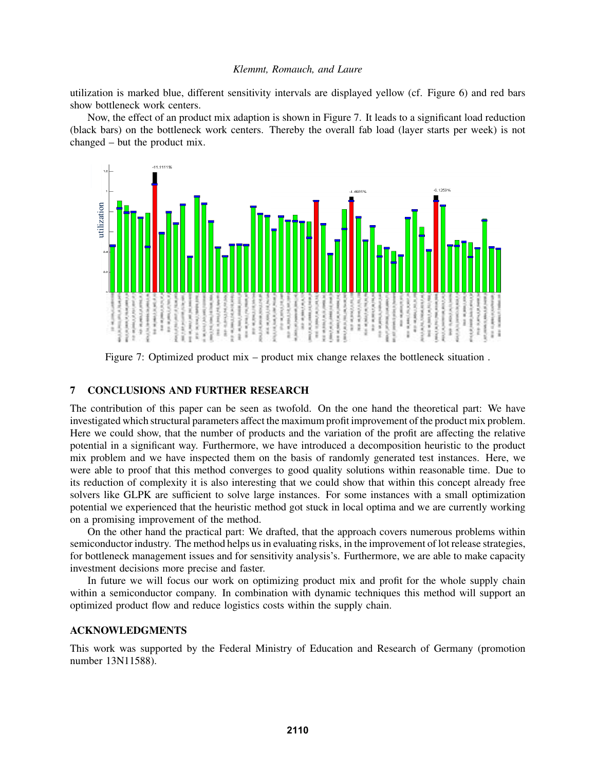utilization is marked blue, different sensitivity intervals are displayed yellow (cf. Figure 6) and red bars show bottleneck work centers.

Now, the effect of an product mix adaption is shown in Figure 7. It leads to a significant load reduction (black bars) on the bottleneck work centers. Thereby the overall fab load (layer starts per week) is not changed – but the product mix.

Figure 7: Optimized product mix – product mix change relaxes the bottleneck situation .

## 7 CONCLUSIONS AND FURTHER RESEARCH

The contribution of this paper can be seen as twofold. On the one hand the theoretical part: We have investigated which structural parameters affect the maximum profit improvement of the product mix problem. Here we could show, that the number of products and the variation of the profit are affecting the relative potential in a significant way. Furthermore, we have introduced a decomposition heuristic to the product mix problem and we have inspected them on the basis of randomly generated test instances. Here, we were able to proof that this method converges to good quality solutions within reasonable time. Due to its reduction of complexity it is also interesting that we could show that within this concept already free solvers like GLPK are sufficient to solve large instances. For some instances with a small optimization potential we experienced that the heuristic method got stuck in local optima and we are currently working on a promising improvement of the method.

On the other hand the practical part: We drafted, that the approach covers numerous problems within semiconductor industry. The method helps us in evaluating risks, in the improvement of lot release strategies, for bottleneck management issues and for sensitivity analysis's. Furthermore, we are able to make capacity investment decisions more precise and faster.

In future we will focus our work on optimizing product mix and profit for the whole supply chain within a semiconductor company. In combination with dynamic techniques this method will support an optimized product flow and reduce logistics costs within the supply chain.

## ACKNOWLEDGMENTS

This work was supported by the Federal Ministry of Education and Research of Germany (promotion number 13N11588).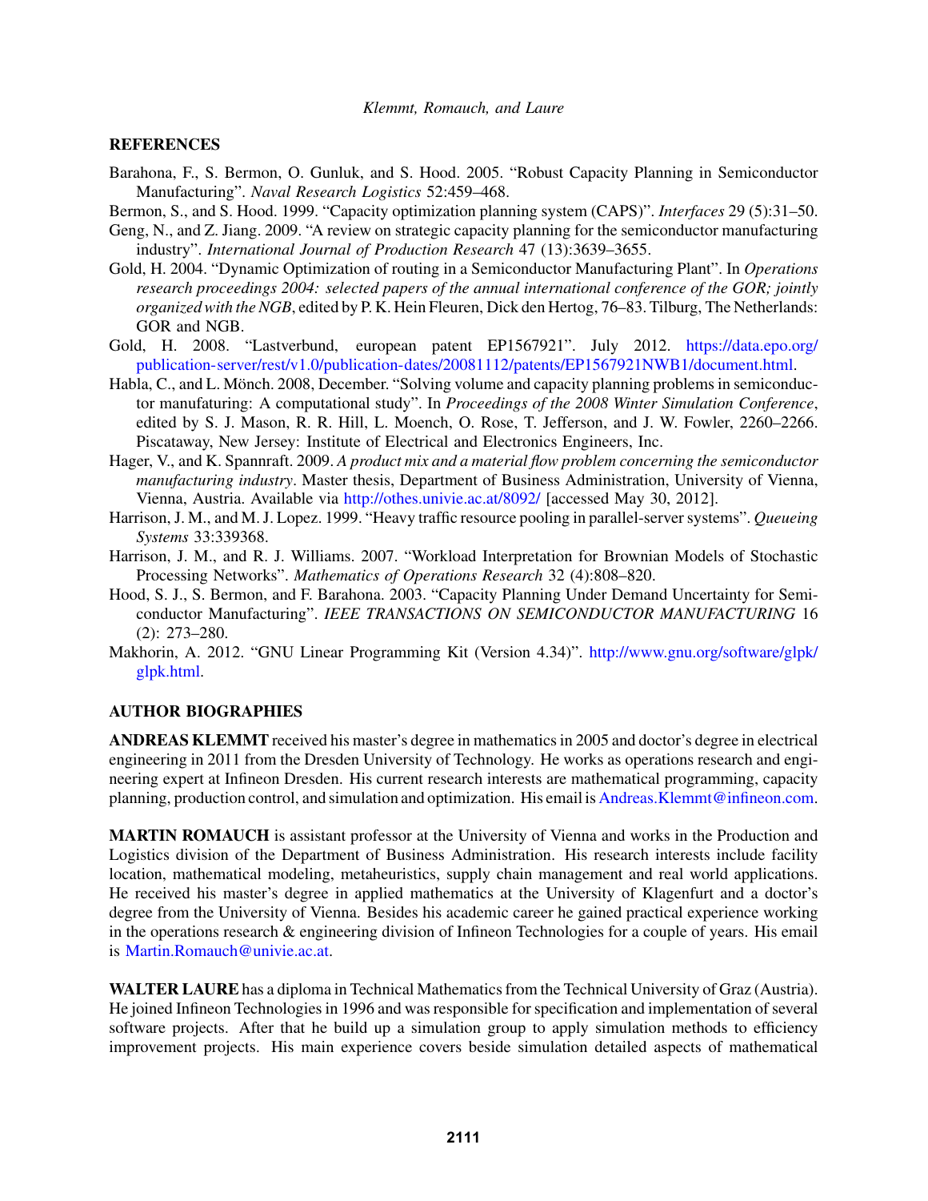## REFERENCES

Barahona, F., S. Bermon, O. Gunluk, and S. Hood. 2005. "Robust Capacity Planning in Semiconductor Manufacturing". *Naval Research Logistics* 52:459–468.

Bermon, S., and S. Hood. 1999. "Capacity optimization planning system (CAPS)". *Interfaces* 29 (5):31–50.

Geng, N., and Z. Jiang. 2009. "A review on strategic capacity planning for the semiconductor manufacturing industry". *International Journal of Production Research* 47 (13):3639–3655.

Gold, H. 2004. "Dynamic Optimization of routing in a Semiconductor Manufacturing Plant". In *Operations research proceedings 2004: selected papers of the annual international conference of the GOR; jointly organized with the NGB*, edited by P. K. Hein Fleuren, Dick den Hertog, 76–83. Tilburg, The Netherlands: GOR and NGB.

Gold, H. 2008. "Lastverbund, european patent EP1567921". July 2012. https://data.epo.org/publication-server/rest/v1.0/publication-dates/20081112/patents/EP1567921NWB1/document.html.

Habla, C., and L. Mönch. 2008, December. "Solving volume and capacity planning problems in semiconductor manufaturing: A computational study". In *Proceedings of the 2008 Winter Simulation Conference*, edited by S. J. Mason, R. R. Hill, L. Moench, O. Rose, T. Jefferson, and J. W. Fowler, 2260–2266. Piscataway, New Jersey: Institute of Electrical and Electronics Engineers, Inc.

Hager, V., and K. Spannraft. 2009. *A product mix and a material flow problem concerning the semiconductor manufacturing industry*. Master thesis, Department of Business Administration, University of Vienna, Vienna, Austria. Available via http://othes.univie.ac.at/8092/ [accessed May 30, 2012].

Harrison, J. M., and M. J. Lopez. 1999. "Heavy traffic resource pooling in parallel-server systems". *Queueing Systems* 33:339368.

Harrison, J. M., and R. J. Williams. 2007. "Workload Interpretation for Brownian Models of Stochastic Processing Networks". *Mathematics of Operations Research* 32 (4):808–820.

Hood, S. J., S. Bermon, and F. Barahona. 2003. "Capacity Planning Under Demand Uncertainty for Semiconductor Manufacturing". *IEEE TRANSACTIONS ON SEMICONDUCTOR MANUFACTURING* 16 (2): 273–280.

Makhorin, A. 2012. "GNU Linear Programming Kit (Version 4.34)". http://www.gnu.org/software/glpk/glpk.html.

## AUTHOR BIOGRAPHIES

**ANDREAS KLEMMT** received his master's degree in mathematics in 2005 and doctor's degree in electrical engineering in 2011 from the Dresden University of Technology. He works as operations research and engineering expert at Infineon Dresden. His current research interests are mathematical programming, capacity planning, production control, and simulation and optimization. His email is Andreas.Klemmt@infineon.com.

**MARTIN ROMAUCH** is assistant professor at the University of Vienna and works in the Production and Logistics division of the Department of Business Administration. His research interests include facility location, mathematical modeling, metaheuristics, supply chain management and real world applications. He received his master's degree in applied mathematics at the University of Klagenfurt and a doctor's degree from the University of Vienna. Besides his academic career he gained practical experience working in the operations research & engineering division of Infineon Technologies for a couple of years. His email is Martin.Romauch@univie.ac.at.

**WALTER LAURE** has a diploma in Technical Mathematics from the Technical University of Graz (Austria). He joined Infineon Technologies in 1996 and was responsible for specification and implementation of several software projects. After that he build up a simulation group to apply simulation methods to efficiency improvement projects. His main experience covers beside simulation detailed aspects of mathematical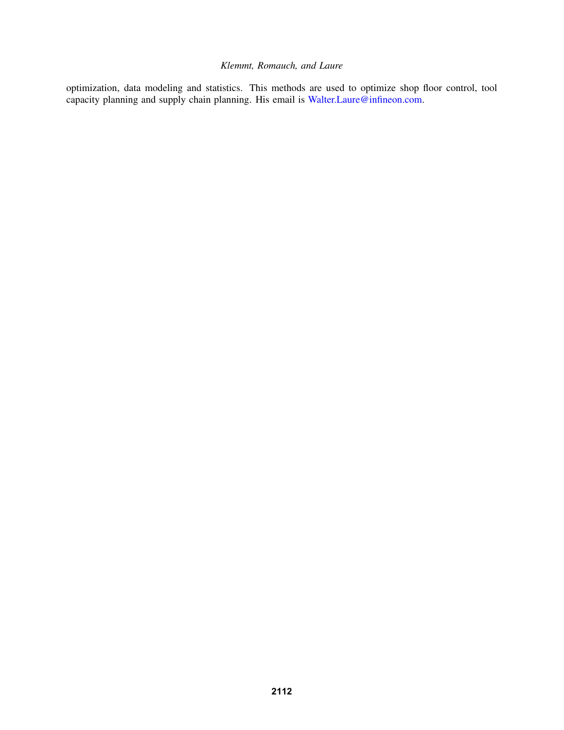optimization, data modeling and statistics. This methods are used to optimize shop floor control, tool capacity planning and supply chain planning. His email is Walter.Laure@infineon.com.